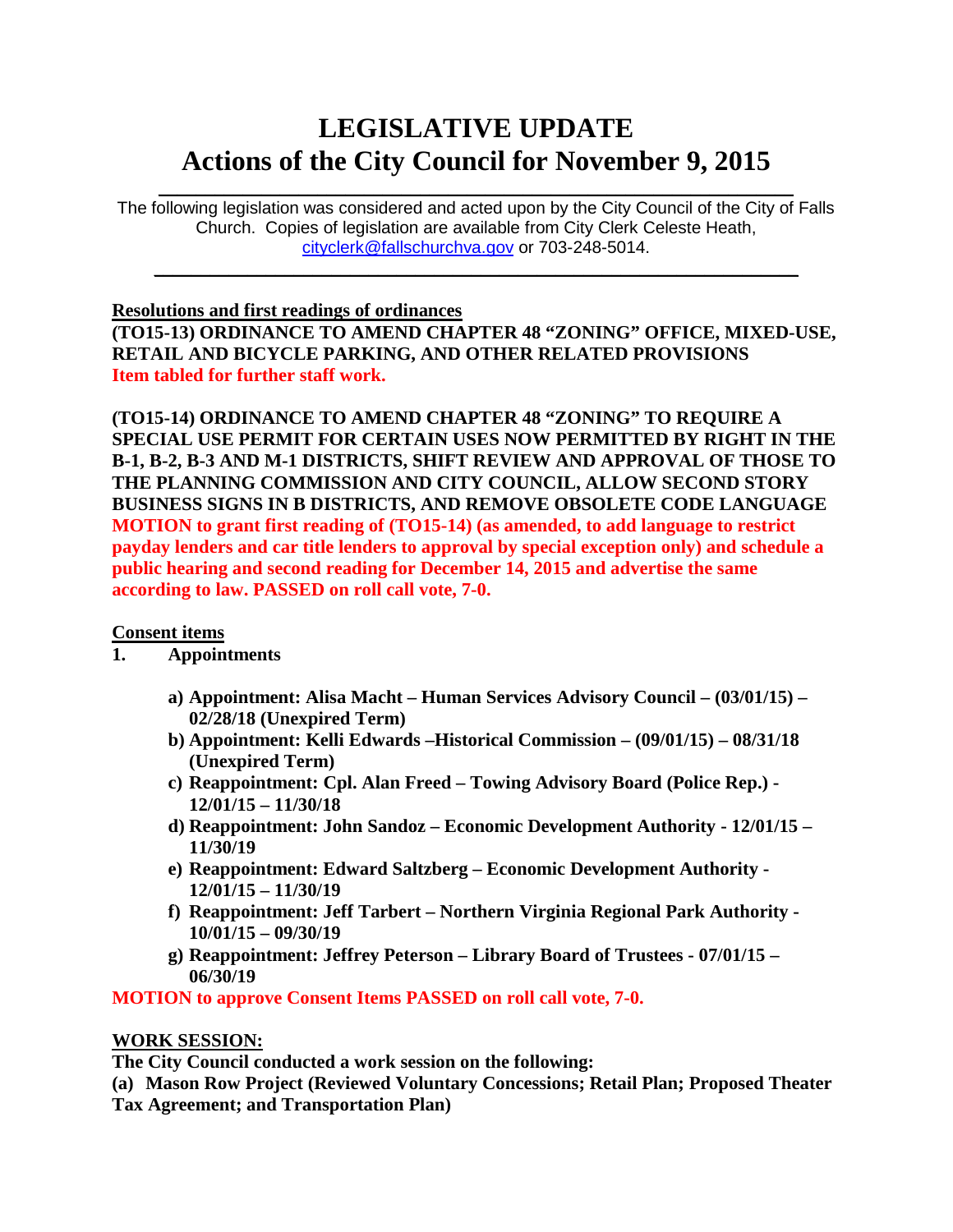# LEGISLATIVE UPDATE
# Actions of the City Council for November 9, 2015

The following legislation was considered and acted upon by the City Council of the City of Falls Church. Copies of legislation are available from City Clerk Celeste Heath, cityclerk@fallschurchva.gov or 703-248-5014.

---

**Resolutions and first readings of ordinances**

**(TO15-13) ORDINANCE TO AMEND CHAPTER 48 "ZONING" OFFICE, MIXED-USE, RETAIL AND BICYCLE PARKING, AND OTHER RELATED PROVISIONS**
**Item tabled for further staff work.**

**(TO15-14) ORDINANCE TO AMEND CHAPTER 48 "ZONING" TO REQUIRE A SPECIAL USE PERMIT FOR CERTAIN USES NOW PERMITTED BY RIGHT IN THE B-1, B-2, B-3 AND M-1 DISTRICTS, SHIFT REVIEW AND APPROVAL OF THOSE TO THE PLANNING COMMISSION AND CITY COUNCIL, ALLOW SECOND STORY BUSINESS SIGNS IN B DISTRICTS, AND REMOVE OBSOLETE CODE LANGUAGE**
**MOTION to grant first reading of (TO15-14) (as amended, to add language to restrict payday lenders and car title lenders to approval by special exception only) and schedule a public hearing and second reading for December 14, 2015 and advertise the same according to law. PASSED on roll call vote, 7-0.**

**Consent items**

**1. Appointments**

a) **Appointment: Alisa Macht – Human Services Advisory Council – (03/01/15) – 02/28/18 (Unexpired Term)**
b) **Appointment: Kelli Edwards –Historical Commission – (09/01/15) – 08/31/18 (Unexpired Term)**
c) **Reappointment: Cpl. Alan Freed – Towing Advisory Board (Police Rep.) - 12/01/15 – 11/30/18**
d) **Reappointment: John Sandoz – Economic Development Authority - 12/01/15 – 11/30/19**
e) **Reappointment: Edward Saltzberg – Economic Development Authority - 12/01/15 – 11/30/19**
f) **Reappointment: Jeff Tarbert – Northern Virginia Regional Park Authority - 10/01/15 – 09/30/19**
g) **Reappointment: Jeffrey Peterson – Library Board of Trustees - 07/01/15 – 06/30/19**

**MOTION to approve Consent Items PASSED on roll call vote, 7-0.**

**WORK SESSION:**

**The City Council conducted a work session on the following:**
**(a) Mason Row Project (Reviewed Voluntary Concessions; Retail Plan; Proposed Theater Tax Agreement; and Transportation Plan)**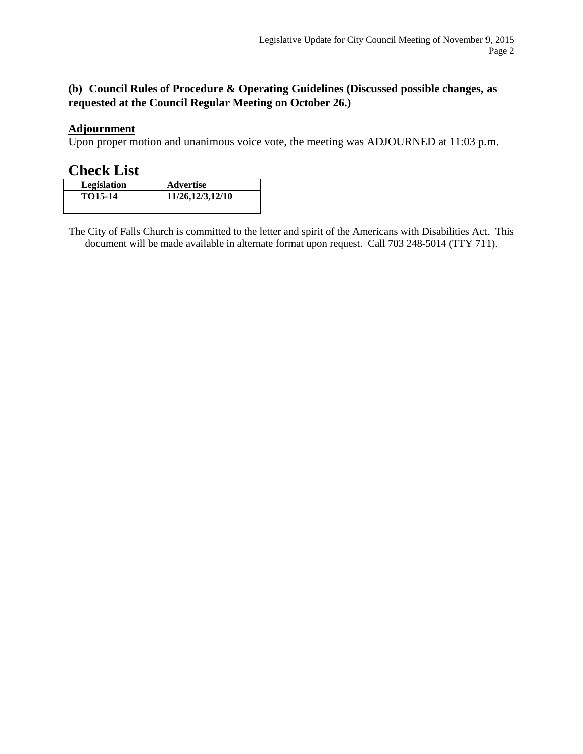**(b) Council Rules of Procedure & Operating Guidelines (Discussed possible changes, as requested at the Council Regular Meeting on October 26.)**

**Adjournment**

Upon proper motion and unanimous voice vote, the meeting was ADJOURNED at 11:03 p.m.

# Check List

| | Legislation | Advertise |
|---|---|---|
| | TO15-14 | 11/26,12/3,12/10 |
| | | |

The City of Falls Church is committed to the letter and spirit of the Americans with Disabilities Act. This document will be made available in alternate format upon request. Call 703 248-5014 (TTY 711).